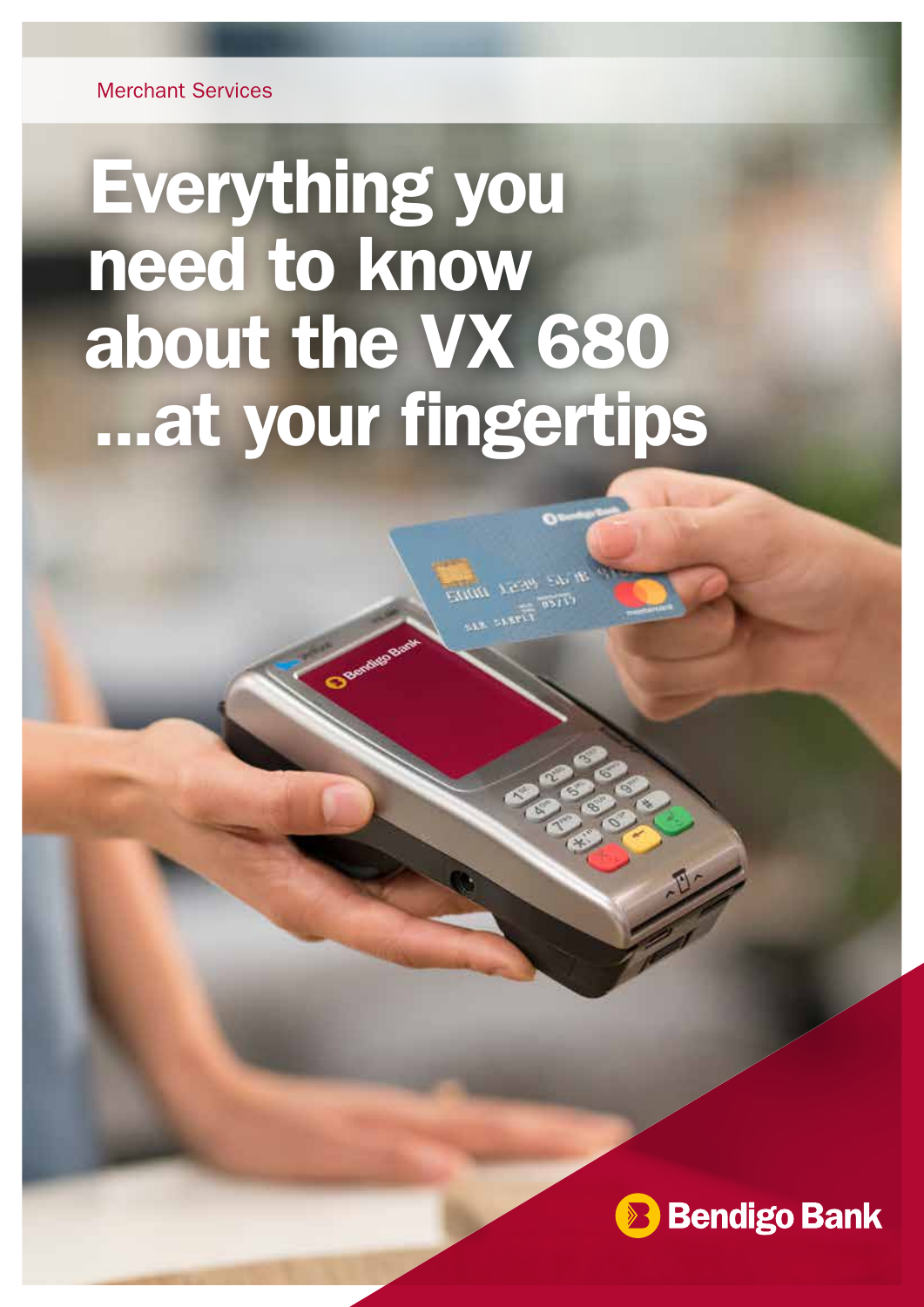Merchant Services

# Everything you need to know about the VX 680 ...at your fingertips

Bendigo Bank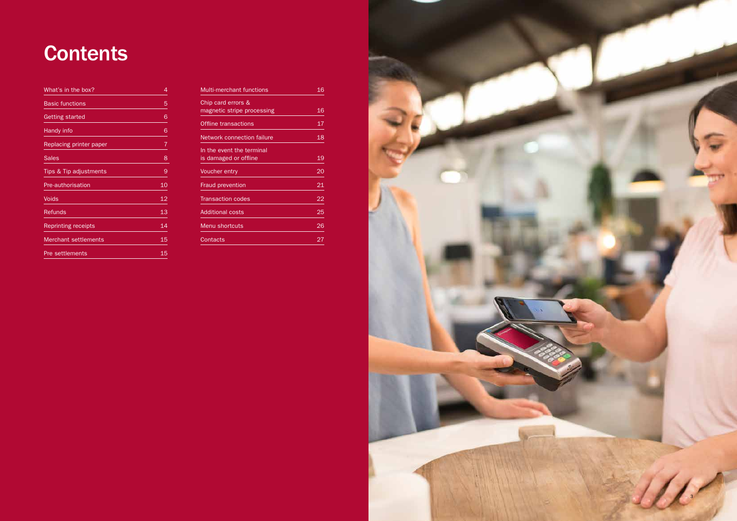# Contents

| | |
|---|---|
| What's in the box? | 4 |
| Basic functions | 5 |
| Getting started | 6 |
| Handy info | 6 |
| Replacing printer paper | 7 |
| Sales | 8 |
| Tips & Tip adjustments | 9 |
| Pre-authorisation | 10 |
| Voids | 12 |
| Refunds | 13 |
| Reprinting receipts | 14 |
| Merchant settlements | 15 |
| Pre settlements | 15 |
| Multi-merchant functions | 16 |
| Chip card errors & magnetic stripe processing | 16 |
| Offline transactions | 17 |
| Network connection failure | 18 |
| In the event the terminal is damaged or offline | 19 |
| Voucher entry | 20 |
| Fraud prevention | 21 |
| Transaction codes | 22 |
| Additional costs | 25 |
| Menu shortcuts | 26 |
| Contacts | 27 |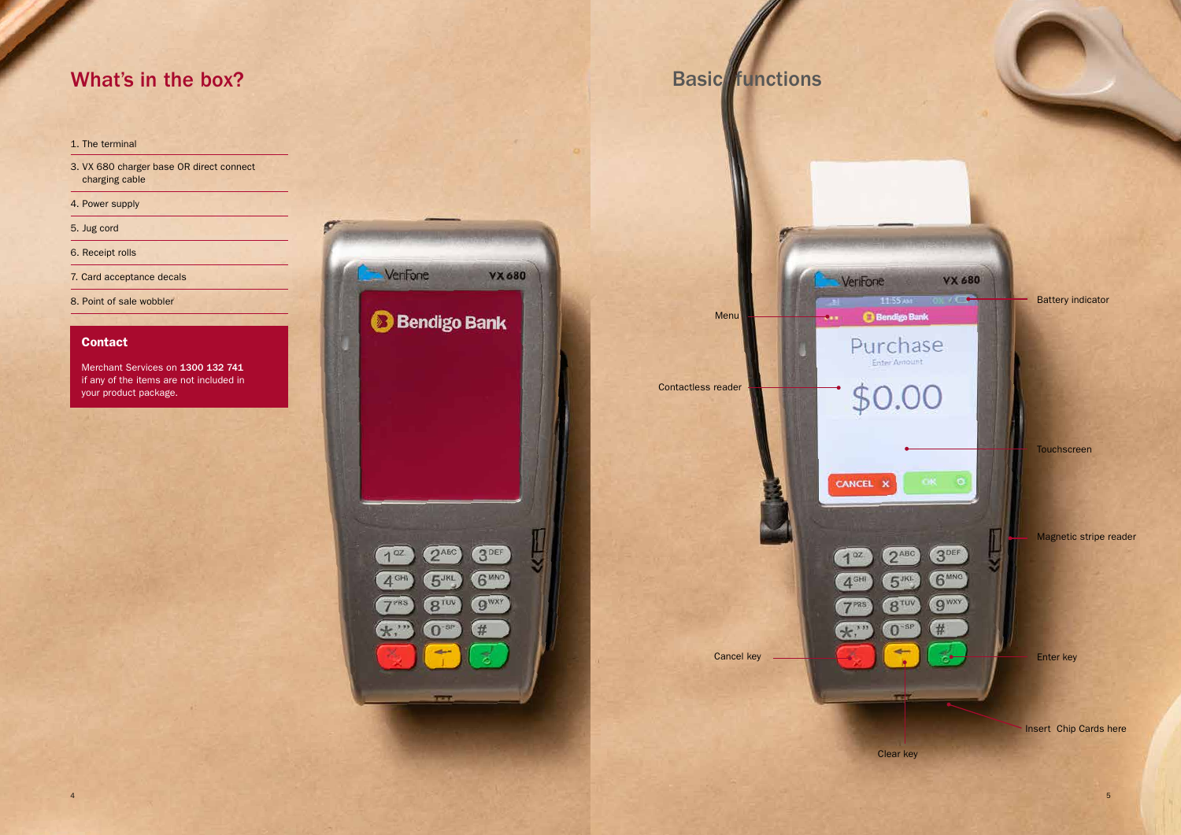# What's in the box?

1. The terminal
3. VX 680 charger base OR direct connect charging cable
4. Power supply
5. Jug cord
6. Receipt rolls
7. Card acceptance decals
8. Point of sale wobbler

## Contact

Merchant Services on **1300 132 741** if any of the items are not included in your product package.

# Basic functions

- Menu
- Contactless reader
- Cancel key
- Clear key
- Battery indicator
- Touchscreen
- Magnetic stripe reader
- Enter key
- Insert Chip Cards here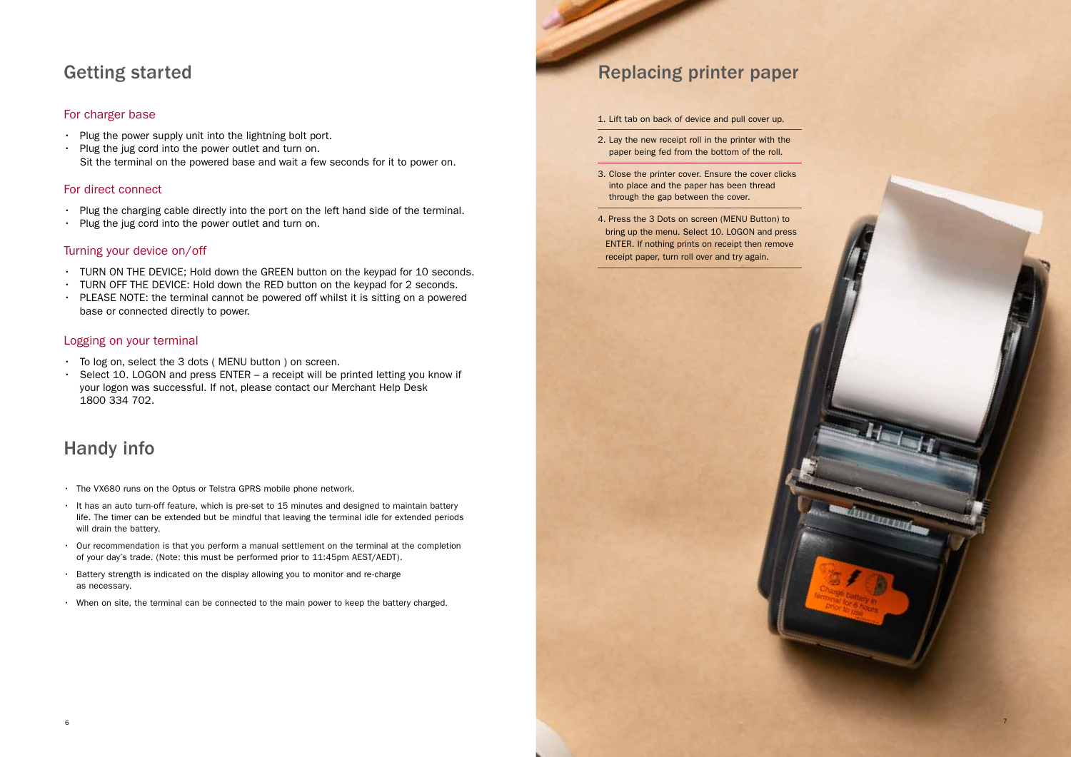## Getting started

### For charger base

- Plug the power supply unit into the lightning bolt port.
- Plug the jug cord into the power outlet and turn on.
  Sit the terminal on the powered base and wait a few seconds for it to power on.

### For direct connect

- Plug the charging cable directly into the port on the left hand side of the terminal.
- Plug the jug cord into the power outlet and turn on.

### Turning your device on/off

- TURN ON THE DEVICE; Hold down the GREEN button on the keypad for 10 seconds.
- TURN OFF THE DEVICE: Hold down the RED button on the keypad for 2 seconds.
- PLEASE NOTE: the terminal cannot be powered off whilst it is sitting on a powered base or connected directly to power.

### Logging on your terminal

- To log on, select the 3 dots ( MENU button ) on screen.
- Select 10. LOGON and press ENTER – a receipt will be printed letting you know if your logon was successful. If not, please contact our Merchant Help Desk 1800 334 702.

## Handy info

- The VX680 runs on the Optus or Telstra GPRS mobile phone network.
- It has an auto turn-off feature, which is pre-set to 15 minutes and designed to maintain battery life. The timer can be extended but be mindful that leaving the terminal idle for extended periods will drain the battery.
- Our recommendation is that you perform a manual settlement on the terminal at the completion of your day's trade. (Note: this must be performed prior to 11:45pm AEST/AEDT).
- Battery strength is indicated on the display allowing you to monitor and re-charge as necessary.
- When on site, the terminal can be connected to the main power to keep the battery charged.

## Replacing printer paper

1. Lift tab on back of device and pull cover up.
2. Lay the new receipt roll in the printer with the paper being fed from the bottom of the roll.
3. Close the printer cover. Ensure the cover clicks into place and the paper has been thread through the gap between the cover.
4. Press the 3 Dots on screen (MENU Button) to bring up the menu. Select 10. LOGON and press ENTER. If nothing prints on receipt then remove receipt paper, turn roll over and try again.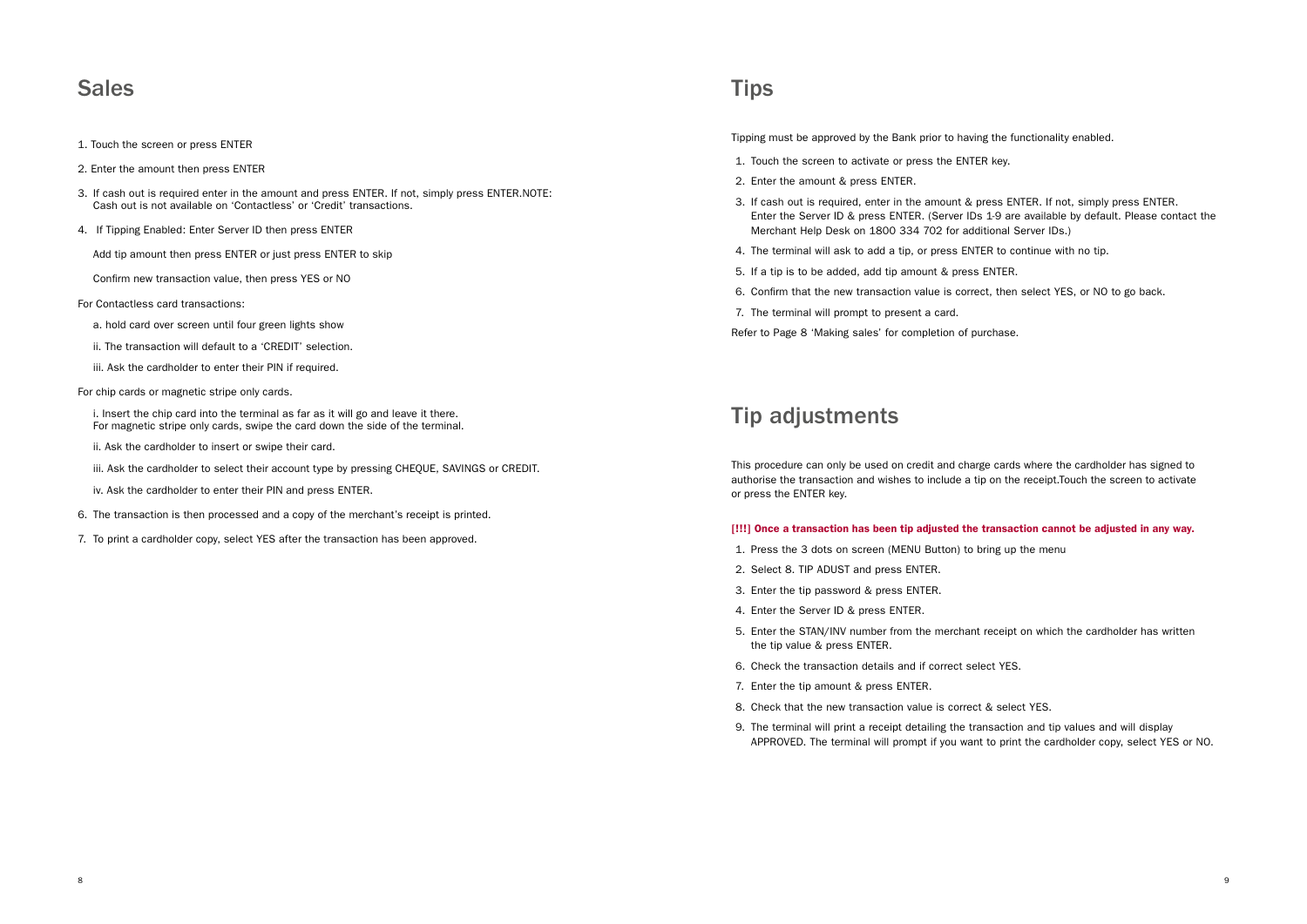## Sales

1. Touch the screen or press ENTER
2. Enter the amount then press ENTER
3. If cash out is required enter in the amount and press ENTER. If not, simply press ENTER.NOTE: Cash out is not available on 'Contactless' or 'Credit' transactions.
4. If Tipping Enabled: Enter Server ID then press ENTER

   Add tip amount then press ENTER or just press ENTER to skip

   Confirm new transaction value, then press YES or NO

For Contactless card transactions:

a. hold card over screen until four green lights show

ii. The transaction will default to a 'CREDIT' selection.

iii. Ask the cardholder to enter their PIN if required.

For chip cards or magnetic stripe only cards.

i. Insert the chip card into the terminal as far as it will go and leave it there. For magnetic stripe only cards, swipe the card down the side of the terminal.

ii. Ask the cardholder to insert or swipe their card.

iii. Ask the cardholder to select their account type by pressing CHEQUE, SAVINGS or CREDIT.

iv. Ask the cardholder to enter their PIN and press ENTER.

6. The transaction is then processed and a copy of the merchant's receipt is printed.
7. To print a cardholder copy, select YES after the transaction has been approved.

## Tips

Tipping must be approved by the Bank prior to having the functionality enabled.

1. Touch the screen to activate or press the ENTER key.
2. Enter the amount & press ENTER.
3. If cash out is required, enter in the amount & press ENTER. If not, simply press ENTER. Enter the Server ID & press ENTER. (Server IDs 1-9 are available by default. Please contact the Merchant Help Desk on 1800 334 702 for additional Server IDs.)
4. The terminal will ask to add a tip, or press ENTER to continue with no tip.
5. If a tip is to be added, add tip amount & press ENTER.
6. Confirm that the new transaction value is correct, then select YES, or NO to go back.
7. The terminal will prompt to present a card.

Refer to Page 8 'Making sales' for completion of purchase.

## Tip adjustments

This procedure can only be used on credit and charge cards where the cardholder has signed to authorise the transaction and wishes to include a tip on the receipt.Touch the screen to activate or press the ENTER key.

**[!!!] Once a transaction has been tip adjusted the transaction cannot be adjusted in any way.**

1. Press the 3 dots on screen (MENU Button) to bring up the menu
2. Select 8. TIP ADUST and press ENTER.
3. Enter the tip password & press ENTER.
4. Enter the Server ID & press ENTER.
5. Enter the STAN/INV number from the merchant receipt on which the cardholder has written the tip value & press ENTER.
6. Check the transaction details and if correct select YES.
7. Enter the tip amount & press ENTER.
8. Check that the new transaction value is correct & select YES.
9. The terminal will print a receipt detailing the transaction and tip values and will display APPROVED. The terminal will prompt if you want to print the cardholder copy, select YES or NO.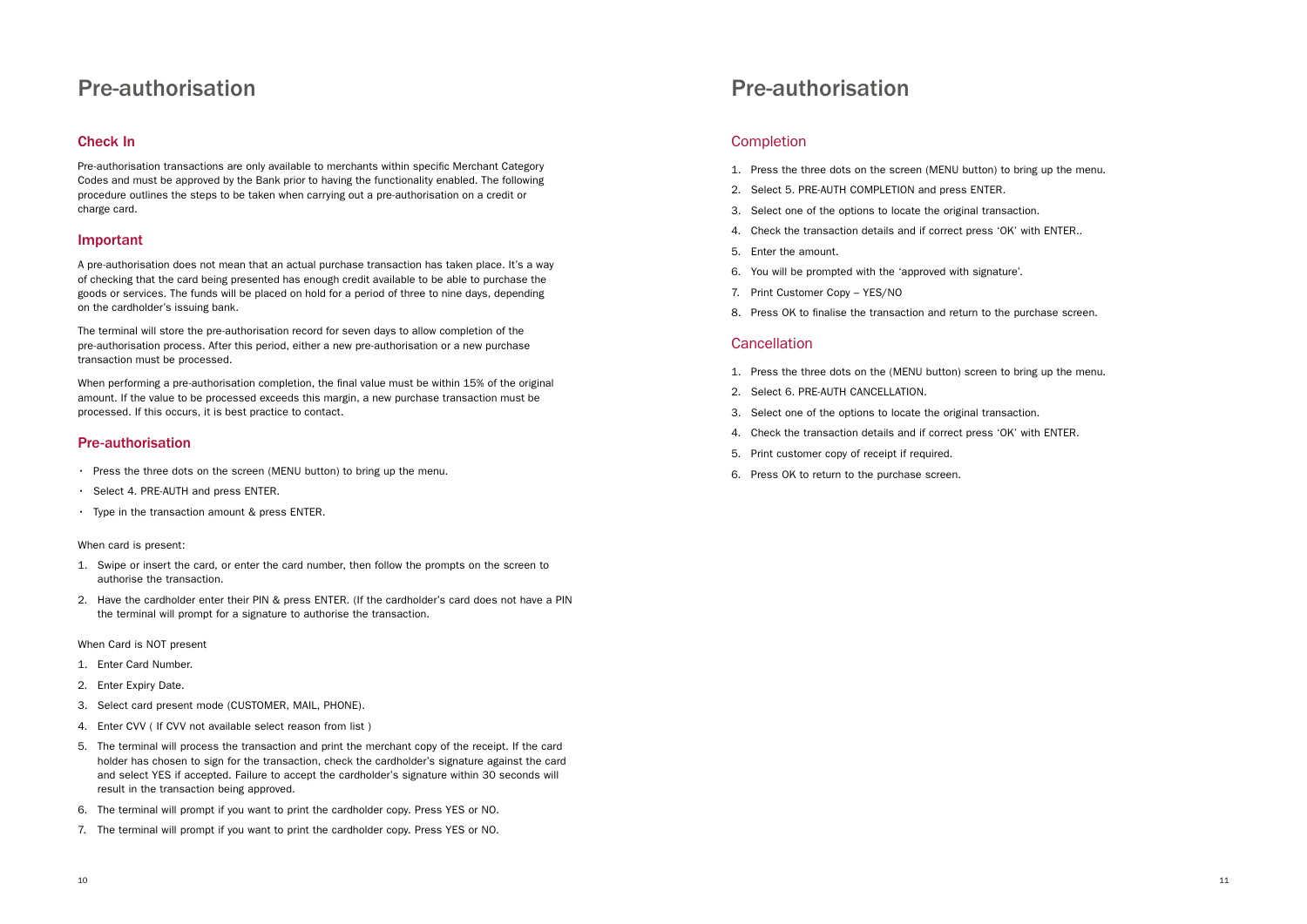# Pre-authorisation

## Check In

Pre-authorisation transactions are only available to merchants within specific Merchant Category Codes and must be approved by the Bank prior to having the functionality enabled. The following procedure outlines the steps to be taken when carrying out a pre-authorisation on a credit or charge card.

## Important

A pre-authorisation does not mean that an actual purchase transaction has taken place. It's a way of checking that the card being presented has enough credit available to be able to purchase the goods or services. The funds will be placed on hold for a period of three to nine days, depending on the cardholder's issuing bank.

The terminal will store the pre-authorisation record for seven days to allow completion of the pre-authorisation process. After this period, either a new pre-authorisation or a new purchase transaction must be processed.

When performing a pre-authorisation completion, the final value must be within 15% of the original amount. If the value to be processed exceeds this margin, a new purchase transaction must be processed. If this occurs, it is best practice to contact.

## Pre-authorisation

- Press the three dots on the screen (MENU button) to bring up the menu.
- Select 4. PRE-AUTH and press ENTER.
- Type in the transaction amount & press ENTER.

When card is present:

1. Swipe or insert the card, or enter the card number, then follow the prompts on the screen to authorise the transaction.
2. Have the cardholder enter their PIN & press ENTER. (If the cardholder's card does not have a PIN the terminal will prompt for a signature to authorise the transaction.

When Card is NOT present

1. Enter Card Number.
2. Enter Expiry Date.
3. Select card present mode (CUSTOMER, MAIL, PHONE).
4. Enter CVV ( If CVV not available select reason from list )
5. The terminal will process the transaction and print the merchant copy of the receipt. If the card holder has chosen to sign for the transaction, check the cardholder's signature against the card and select YES if accepted. Failure to accept the cardholder's signature within 30 seconds will result in the transaction being approved.
6. The terminal will prompt if you want to print the cardholder copy. Press YES or NO.
7. The terminal will prompt if you want to print the cardholder copy. Press YES or NO.

# Pre-authorisation

## Completion

1. Press the three dots on the screen (MENU button) to bring up the menu.
2. Select 5. PRE-AUTH COMPLETION and press ENTER.
3. Select one of the options to locate the original transaction.
4. Check the transaction details and if correct press 'OK' with ENTER..
5. Enter the amount.
6. You will be prompted with the 'approved with signature'.
7. Print Customer Copy – YES/NO
8. Press OK to finalise the transaction and return to the purchase screen.

## Cancellation

1. Press the three dots on the (MENU button) screen to bring up the menu.
2. Select 6. PRE-AUTH CANCELLATION.
3. Select one of the options to locate the original transaction.
4. Check the transaction details and if correct press 'OK' with ENTER.
5. Print customer copy of receipt if required.
6. Press OK to return to the purchase screen.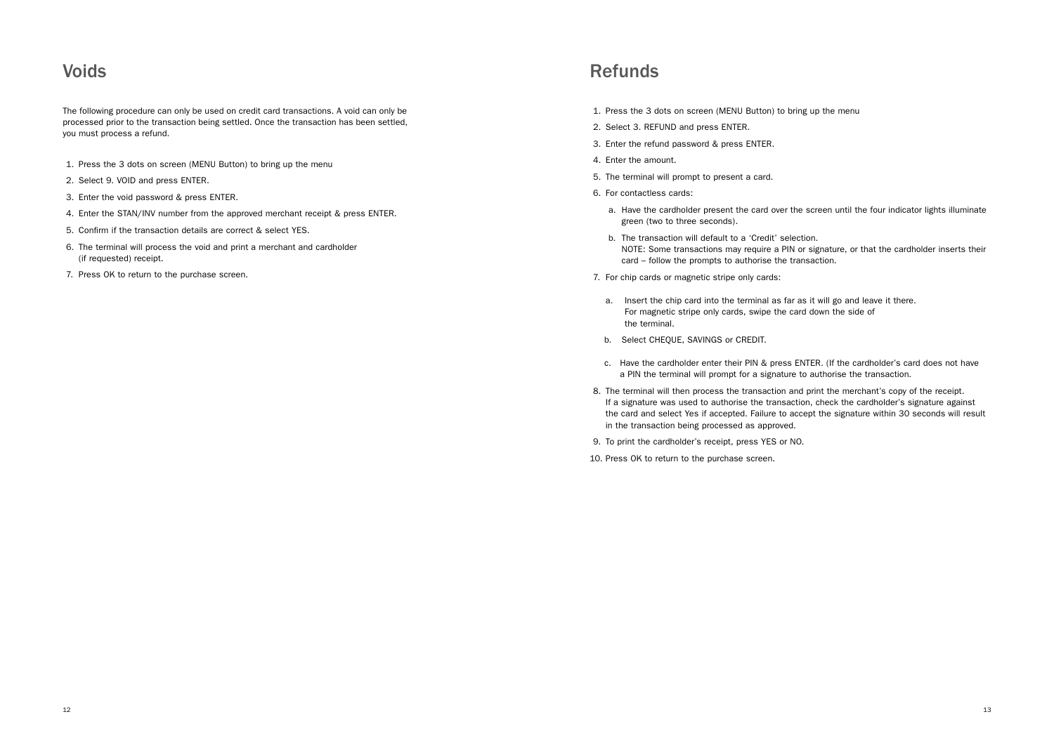# Voids

The following procedure can only be used on credit card transactions. A void can only be processed prior to the transaction being settled. Once the transaction has been settled, you must process a refund.

1. Press the 3 dots on screen (MENU Button) to bring up the menu
2. Select 9. VOID and press ENTER.
3. Enter the void password & press ENTER.
4. Enter the STAN/INV number from the approved merchant receipt & press ENTER.
5. Confirm if the transaction details are correct & select YES.
6. The terminal will process the void and print a merchant and cardholder (if requested) receipt.
7. Press OK to return to the purchase screen.

# Refunds

1. Press the 3 dots on screen (MENU Button) to bring up the menu
2. Select 3. REFUND and press ENTER.
3. Enter the refund password & press ENTER.
4. Enter the amount.
5. The terminal will prompt to present a card.
6. For contactless cards:
   a. Have the cardholder present the card over the screen until the four indicator lights illuminate green (two to three seconds).
   b. The transaction will default to a 'Credit' selection.
   NOTE: Some transactions may require a PIN or signature, or that the cardholder inserts their card – follow the prompts to authorise the transaction.
7. For chip cards or magnetic stripe only cards:
   a. Insert the chip card into the terminal as far as it will go and leave it there. For magnetic stripe only cards, swipe the card down the side of the terminal.
   b. Select CHEQUE, SAVINGS or CREDIT.
   c. Have the cardholder enter their PIN & press ENTER. (If the cardholder's card does not have a PIN the terminal will prompt for a signature to authorise the transaction.
8. The terminal will then process the transaction and print the merchant's copy of the receipt. If a signature was used to authorise the transaction, check the cardholder's signature against the card and select Yes if accepted. Failure to accept the signature within 30 seconds will result in the transaction being processed as approved.
9. To print the cardholder's receipt, press YES or NO.
10. Press OK to return to the purchase screen.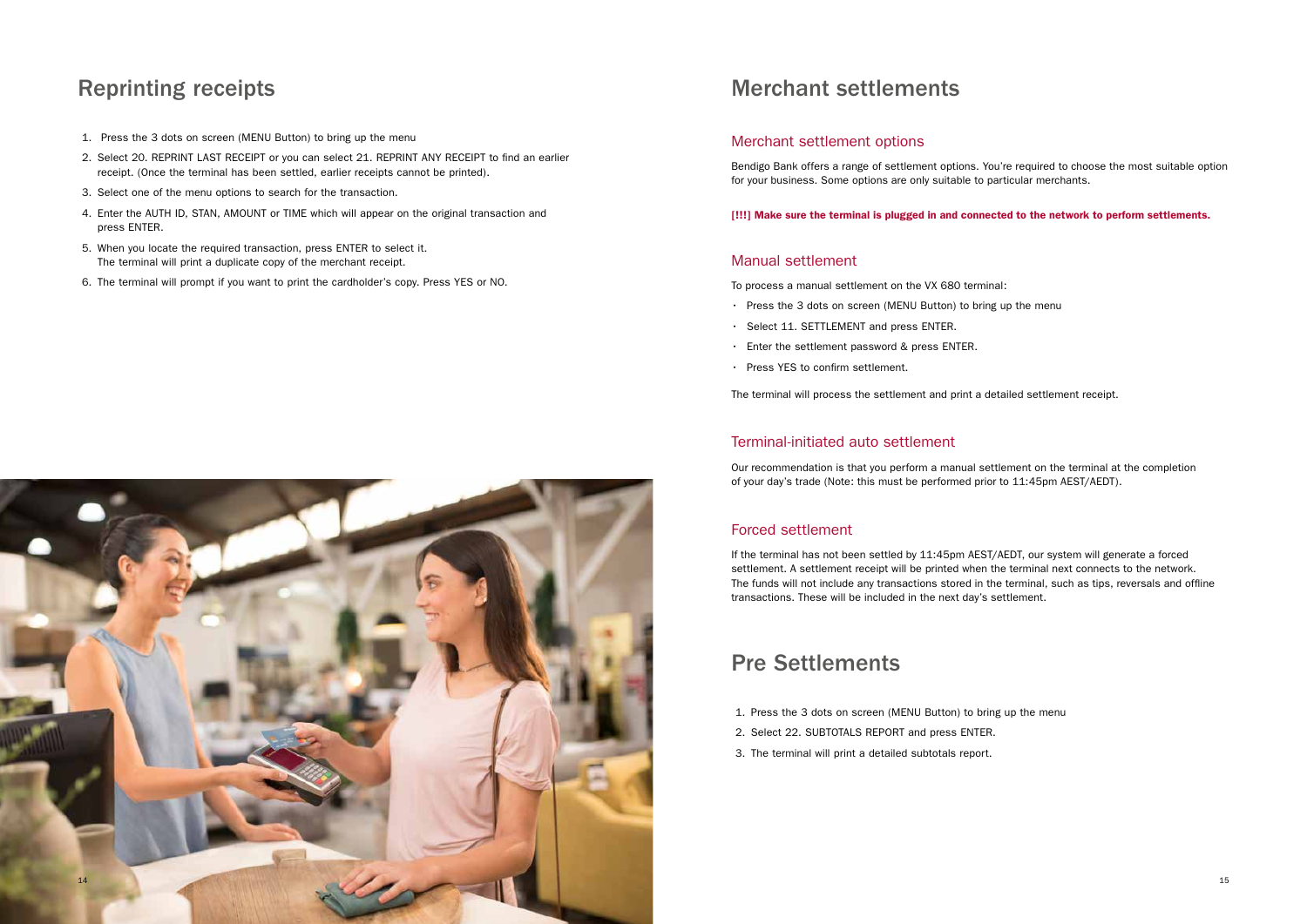## Reprinting receipts

1. Press the 3 dots on screen (MENU Button) to bring up the menu
2. Select 20. REPRINT LAST RECEIPT or you can select 21. REPRINT ANY RECEIPT to find an earlier receipt. (Once the terminal has been settled, earlier receipts cannot be printed).
3. Select one of the menu options to search for the transaction.
4. Enter the AUTH ID, STAN, AMOUNT or TIME which will appear on the original transaction and press ENTER.
5. When you locate the required transaction, press ENTER to select it.
   The terminal will print a duplicate copy of the merchant receipt.
6. The terminal will prompt if you want to print the cardholder's copy. Press YES or NO.

## Merchant settlements

### Merchant settlement options

Bendigo Bank offers a range of settlement options. You're required to choose the most suitable option for your business. Some options are only suitable to particular merchants.

**[!!!] Make sure the terminal is plugged in and connected to the network to perform settlements.**

### Manual settlement

To process a manual settlement on the VX 680 terminal:

- Press the 3 dots on screen (MENU Button) to bring up the menu
- Select 11. SETTLEMENT and press ENTER.
- Enter the settlement password & press ENTER.
- Press YES to confirm settlement.

The terminal will process the settlement and print a detailed settlement receipt.

### Terminal-initiated auto settlement

Our recommendation is that you perform a manual settlement on the terminal at the completion of your day's trade (Note: this must be performed prior to 11:45pm AEST/AEDT).

### Forced settlement

If the terminal has not been settled by 11:45pm AEST/AEDT, our system will generate a forced settlement. A settlement receipt will be printed when the terminal next connects to the network. The funds will not include any transactions stored in the terminal, such as tips, reversals and offline transactions. These will be included in the next day's settlement.

## Pre Settlements

1. Press the 3 dots on screen (MENU Button) to bring up the menu
2. Select 22. SUBTOTALS REPORT and press ENTER.
3. The terminal will print a detailed subtotals report.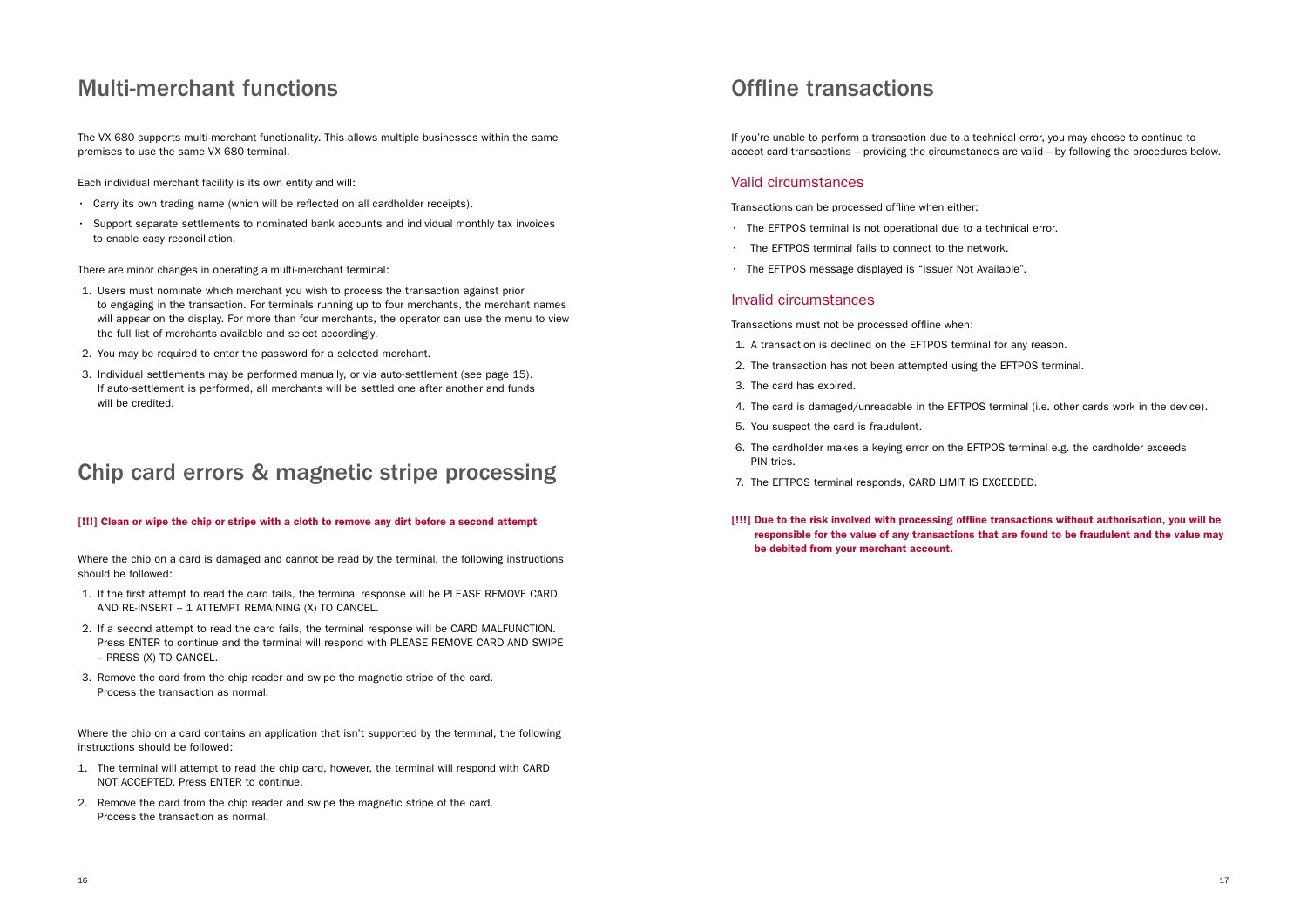# Multi-merchant functions

The VX 680 supports multi-merchant functionality. This allows multiple businesses within the same premises to use the same VX 680 terminal.

Each individual merchant facility is its own entity and will:

- Carry its own trading name (which will be reflected on all cardholder receipts).
- Support separate settlements to nominated bank accounts and individual monthly tax invoices to enable easy reconciliation.

There are minor changes in operating a multi-merchant terminal:

1. Users must nominate which merchant you wish to process the transaction against prior to engaging in the transaction. For terminals running up to four merchants, the merchant names will appear on the display. For more than four merchants, the operator can use the menu to view the full list of merchants available and select accordingly.
2. You may be required to enter the password for a selected merchant.
3. Individual settlements may be performed manually, or via auto-settlement (see page 15). If auto-settlement is performed, all merchants will be settled one after another and funds will be credited.

# Chip card errors & magnetic stripe processing

**[!!!] Clean or wipe the chip or stripe with a cloth to remove any dirt before a second attempt**

Where the chip on a card is damaged and cannot be read by the terminal, the following instructions should be followed:

1. If the first attempt to read the card fails, the terminal response will be PLEASE REMOVE CARD AND RE-INSERT – 1 ATTEMPT REMAINING (X) TO CANCEL.
2. If a second attempt to read the card fails, the terminal response will be CARD MALFUNCTION. Press ENTER to continue and the terminal will respond with PLEASE REMOVE CARD AND SWIPE – PRESS (X) TO CANCEL.
3. Remove the card from the chip reader and swipe the magnetic stripe of the card. Process the transaction as normal.

Where the chip on a card contains an application that isn't supported by the terminal, the following instructions should be followed:

1. The terminal will attempt to read the chip card, however, the terminal will respond with CARD NOT ACCEPTED. Press ENTER to continue.
2. Remove the card from the chip reader and swipe the magnetic stripe of the card. Process the transaction as normal.

# Offline transactions

If you're unable to perform a transaction due to a technical error, you may choose to continue to accept card transactions – providing the circumstances are valid – by following the procedures below.

## Valid circumstances

Transactions can be processed offline when either:

- The EFTPOS terminal is not operational due to a technical error.
- The EFTPOS terminal fails to connect to the network.
- The EFTPOS message displayed is "Issuer Not Available".

## Invalid circumstances

Transactions must not be processed offline when:

1. A transaction is declined on the EFTPOS terminal for any reason.
2. The transaction has not been attempted using the EFTPOS terminal.
3. The card has expired.
4. The card is damaged/unreadable in the EFTPOS terminal (i.e. other cards work in the device).
5. You suspect the card is fraudulent.
6. The cardholder makes a keying error on the EFTPOS terminal e.g. the cardholder exceeds PIN tries.
7. The EFTPOS terminal responds, CARD LIMIT IS EXCEEDED.

**[!!!] Due to the risk involved with processing offline transactions without authorisation, you will be responsible for the value of any transactions that are found to be fraudulent and the value may be debited from your merchant account.**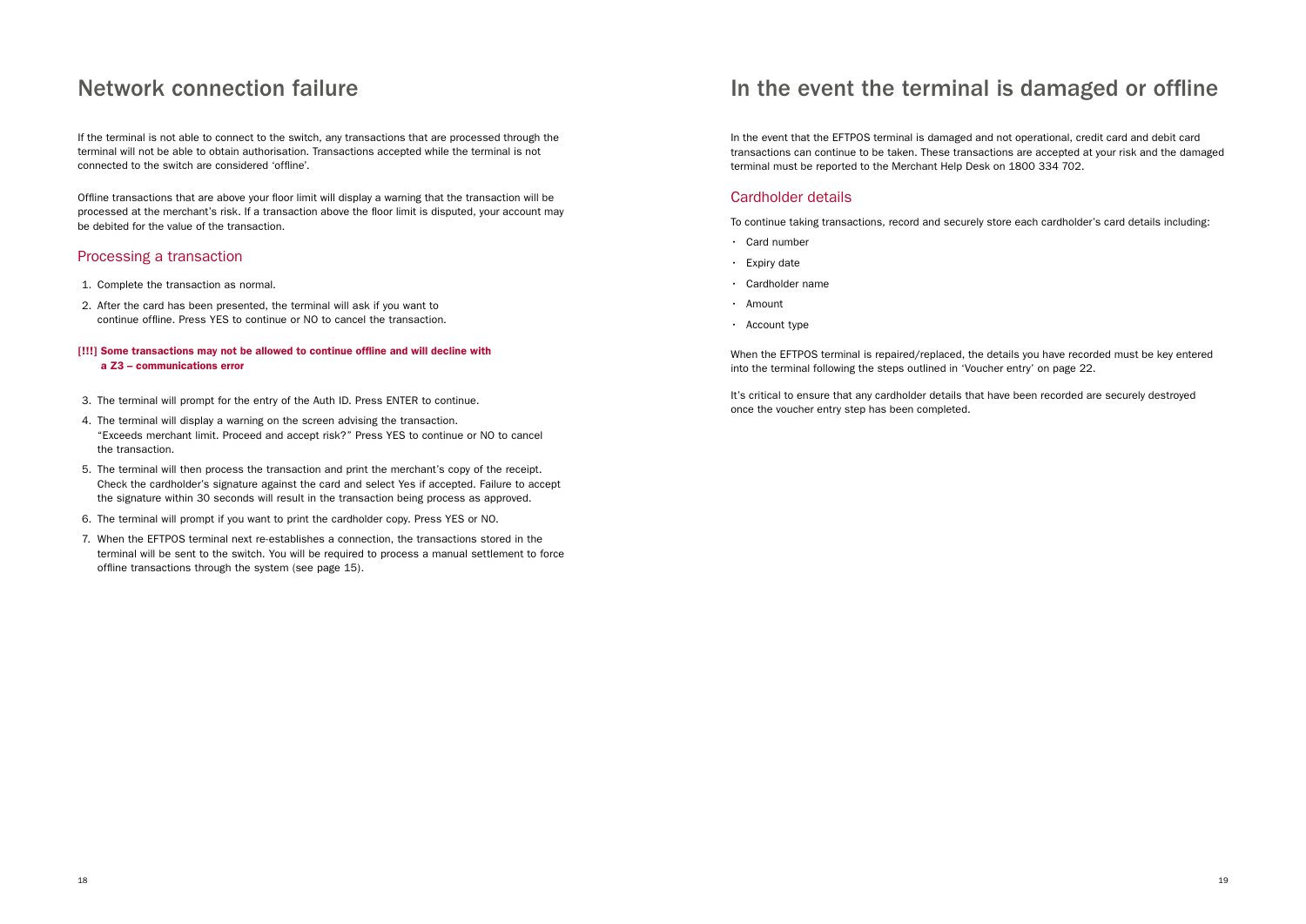# Network connection failure

If the terminal is not able to connect to the switch, any transactions that are processed through the terminal will not be able to obtain authorisation. Transactions accepted while the terminal is not connected to the switch are considered 'offline'.

Offline transactions that are above your floor limit will display a warning that the transaction will be processed at the merchant's risk. If a transaction above the floor limit is disputed, your account may be debited for the value of the transaction.

## Processing a transaction

1. Complete the transaction as normal.
2. After the card has been presented, the terminal will ask if you want to continue offline. Press YES to continue or NO to cancel the transaction.

**[!!!] Some transactions may not be allowed to continue offline and will decline with a Z3 – communications error**

3. The terminal will prompt for the entry of the Auth ID. Press ENTER to continue.
4. The terminal will display a warning on the screen advising the transaction. "Exceeds merchant limit. Proceed and accept risk?" Press YES to continue or NO to cancel the transaction.
5. The terminal will then process the transaction and print the merchant's copy of the receipt. Check the cardholder's signature against the card and select Yes if accepted. Failure to accept the signature within 30 seconds will result in the transaction being process as approved.
6. The terminal will prompt if you want to print the cardholder copy. Press YES or NO.
7. When the EFTPOS terminal next re-establishes a connection, the transactions stored in the terminal will be sent to the switch. You will be required to process a manual settlement to force offline transactions through the system (see page 15).

# In the event the terminal is damaged or offline

In the event that the EFTPOS terminal is damaged and not operational, credit card and debit card transactions can continue to be taken. These transactions are accepted at your risk and the damaged terminal must be reported to the Merchant Help Desk on 1800 334 702.

## Cardholder details

To continue taking transactions, record and securely store each cardholder's card details including:

- Card number
- Expiry date
- Cardholder name
- Amount
- Account type

When the EFTPOS terminal is repaired/replaced, the details you have recorded must be key entered into the terminal following the steps outlined in 'Voucher entry' on page 22.

It's critical to ensure that any cardholder details that have been recorded are securely destroyed once the voucher entry step has been completed.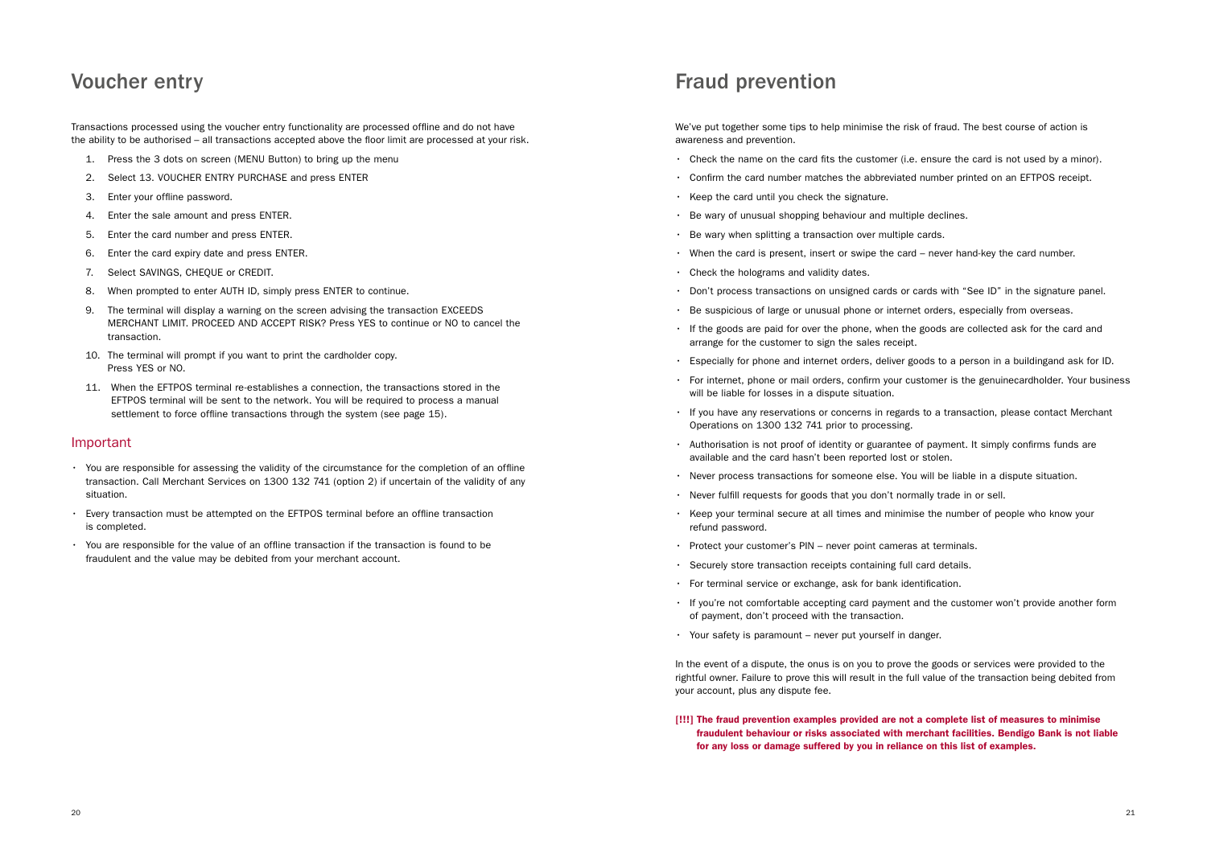# Voucher entry

Transactions processed using the voucher entry functionality are processed offline and do not have the ability to be authorised – all transactions accepted above the floor limit are processed at your risk.

1. Press the 3 dots on screen (MENU Button) to bring up the menu
2. Select 13. VOUCHER ENTRY PURCHASE and press ENTER
3. Enter your offline password.
4. Enter the sale amount and press ENTER.
5. Enter the card number and press ENTER.
6. Enter the card expiry date and press ENTER.
7. Select SAVINGS, CHEQUE or CREDIT.
8. When prompted to enter AUTH ID, simply press ENTER to continue.
9. The terminal will display a warning on the screen advising the transaction EXCEEDS MERCHANT LIMIT. PROCEED AND ACCEPT RISK? Press YES to continue or NO to cancel the transaction.
10. The terminal will prompt if you want to print the cardholder copy. Press YES or NO.
11. When the EFTPOS terminal re-establishes a connection, the transactions stored in the EFTPOS terminal will be sent to the network. You will be required to process a manual settlement to force offline transactions through the system (see page 15).

## Important

- You are responsible for assessing the validity of the circumstance for the completion of an offline transaction. Call Merchant Services on 1300 132 741 (option 2) if uncertain of the validity of any situation.
- Every transaction must be attempted on the EFTPOS terminal before an offline transaction is completed.
- You are responsible for the value of an offline transaction if the transaction is found to be fraudulent and the value may be debited from your merchant account.

# Fraud prevention

We've put together some tips to help minimise the risk of fraud. The best course of action is awareness and prevention.

- Check the name on the card fits the customer (i.e. ensure the card is not used by a minor).
- Confirm the card number matches the abbreviated number printed on an EFTPOS receipt.
- Keep the card until you check the signature.
- Be wary of unusual shopping behaviour and multiple declines.
- Be wary when splitting a transaction over multiple cards.
- When the card is present, insert or swipe the card – never hand-key the card number.
- Check the holograms and validity dates.
- Don't process transactions on unsigned cards or cards with "See ID" in the signature panel.
- Be suspicious of large or unusual phone or internet orders, especially from overseas.
- If the goods are paid for over the phone, when the goods are collected ask for the card and arrange for the customer to sign the sales receipt.
- Especially for phone and internet orders, deliver goods to a person in a buildingand ask for ID.
- For internet, phone or mail orders, confirm your customer is the genuinecardholder. Your business will be liable for losses in a dispute situation.
- If you have any reservations or concerns in regards to a transaction, please contact Merchant Operations on 1300 132 741 prior to processing.
- Authorisation is not proof of identity or guarantee of payment. It simply confirms funds are available and the card hasn't been reported lost or stolen.
- Never process transactions for someone else. You will be liable in a dispute situation.
- Never fulfill requests for goods that you don't normally trade in or sell.
- Keep your terminal secure at all times and minimise the number of people who know your refund password.
- Protect your customer's PIN – never point cameras at terminals.
- Securely store transaction receipts containing full card details.
- For terminal service or exchange, ask for bank identification.
- If you're not comfortable accepting card payment and the customer won't provide another form of payment, don't proceed with the transaction.
- Your safety is paramount – never put yourself in danger.

In the event of a dispute, the onus is on you to prove the goods or services were provided to the rightful owner. Failure to prove this will result in the full value of the transaction being debited from your account, plus any dispute fee.

**[!!!] The fraud prevention examples provided are not a complete list of measures to minimise fraudulent behaviour or risks associated with merchant facilities. Bendigo Bank is not liable for any loss or damage suffered by you in reliance on this list of examples.**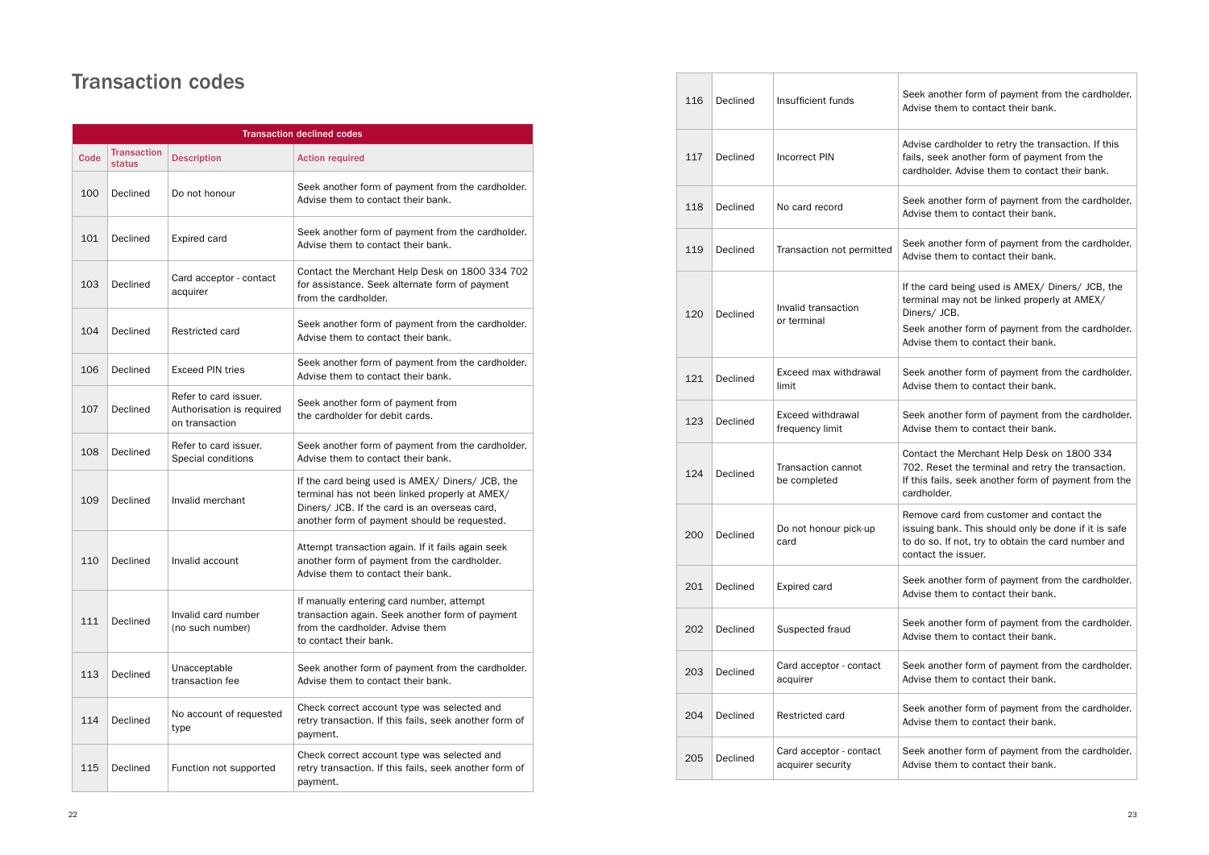# Transaction codes

| Transaction declined codes | | | |
|---|---|---|---|
| Code | Transaction status | Description | Action required |
| 100 | Declined | Do not honour | Seek another form of payment from the cardholder. Advise them to contact their bank. |
| 101 | Declined | Expired card | Seek another form of payment from the cardholder. Advise them to contact their bank. |
| 103 | Declined | Card acceptor - contact acquirer | Contact the Merchant Help Desk on 1800 334 702 for assistance. Seek alternate form of payment from the cardholder. |
| 104 | Declined | Restricted card | Seek another form of payment from the cardholder. Advise them to contact their bank. |
| 106 | Declined | Exceed PIN tries | Seek another form of payment from the cardholder. Advise them to contact their bank. |
| 107 | Declined | Refer to card issuer. Authorisation is required on transaction | Seek another form of payment from the cardholder for debit cards. |
| 108 | Declined | Refer to card issuer. Special conditions | Seek another form of payment from the cardholder. Advise them to contact their bank. |
| 109 | Declined | Invalid merchant | If the card being used is AMEX/ Diners/ JCB, the terminal has not been linked properly at AMEX/ Diners/ JCB. If the card is an overseas card, another form of payment should be requested. |
| 110 | Declined | Invalid account | Attempt transaction again. If it fails again seek another form of payment from the cardholder. Advise them to contact their bank. |
| 111 | Declined | Invalid card number (no such number) | If manually entering card number, attempt transaction again. Seek another form of payment from the cardholder. Advise them to contact their bank. |
| 113 | Declined | Unacceptable transaction fee | Seek another form of payment from the cardholder. Advise them to contact their bank. |
| 114 | Declined | No account of requested type | Check correct account type was selected and retry transaction. If this fails, seek another form of payment. |
| 115 | Declined | Function not supported | Check correct account type was selected and retry transaction. If this fails, seek another form of payment. |
| 116 | Declined | Insufficient funds | Seek another form of payment from the cardholder. Advise them to contact their bank. |
| 117 | Declined | Incorrect PIN | Advise cardholder to retry the transaction. If this fails, seek another form of payment from the cardholder. Advise them to contact their bank. |
| 118 | Declined | No card record | Seek another form of payment from the cardholder. Advise them to contact their bank. |
| 119 | Declined | Transaction not permitted | Seek another form of payment from the cardholder. Advise them to contact their bank. |
| 120 | Declined | Invalid transaction or terminal | If the card being used is AMEX/ Diners/ JCB, the terminal may not be linked properly at AMEX/ Diners/ JCB. Seek another form of payment from the cardholder. Advise them to contact their bank. |
| 121 | Declined | Exceed max withdrawal limit | Seek another form of payment from the cardholder. Advise them to contact their bank. |
| 123 | Declined | Exceed withdrawal frequency limit | Seek another form of payment from the cardholder. Advise them to contact their bank. |
| 124 | Declined | Transaction cannot be completed | Contact the Merchant Help Desk on 1800 334 702. Reset the terminal and retry the transaction. If this fails, seek another form of payment from the cardholder. |
| 200 | Declined | Do not honour pick-up card | Remove card from customer and contact the issuing bank. This should only be done if it is safe to do so. If not, try to obtain the card number and contact the issuer. |
| 201 | Declined | Expired card | Seek another form of payment from the cardholder. Advise them to contact their bank. |
| 202 | Declined | Suspected fraud | Seek another form of payment from the cardholder. Advise them to contact their bank. |
| 203 | Declined | Card acceptor - contact acquirer | Seek another form of payment from the cardholder. Advise them to contact their bank. |
| 204 | Declined | Restricted card | Seek another form of payment from the cardholder. Advise them to contact their bank. |
| 205 | Declined | Card acceptor - contact acquirer security | Seek another form of payment from the cardholder. Advise them to contact their bank. |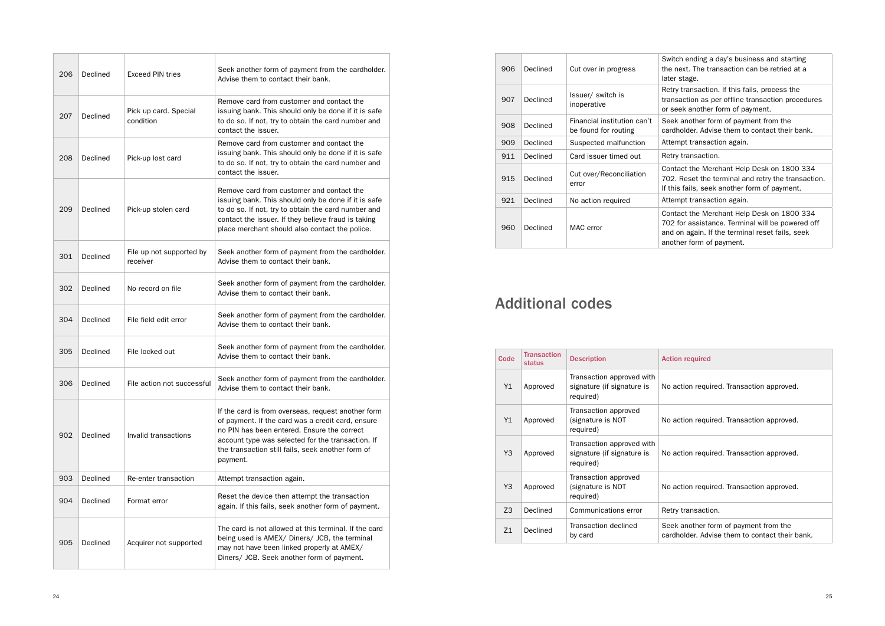| 206 | Declined | Exceed PIN tries | Seek another form of payment from the cardholder. Advise them to contact their bank. |
|---|---|---|---|
| 207 | Declined | Pick up card. Special condition | Remove card from customer and contact the issuing bank. This should only be done if it is safe to do so. If not, try to obtain the card number and contact the issuer. |
| 208 | Declined | Pick-up lost card | Remove card from customer and contact the issuing bank. This should only be done if it is safe to do so. If not, try to obtain the card number and contact the issuer. |
| 209 | Declined | Pick-up stolen card | Remove card from customer and contact the issuing bank. This should only be done if it is safe to do so. If not, try to obtain the card number and contact the issuer. If they believe fraud is taking place merchant should also contact the police. |
| 301 | Declined | File up not supported by receiver | Seek another form of payment from the cardholder. Advise them to contact their bank. |
| 302 | Declined | No record on file | Seek another form of payment from the cardholder. Advise them to contact their bank. |
| 304 | Declined | File field edit error | Seek another form of payment from the cardholder. Advise them to contact their bank. |
| 305 | Declined | File locked out | Seek another form of payment from the cardholder. Advise them to contact their bank. |
| 306 | Declined | File action not successful | Seek another form of payment from the cardholder. Advise them to contact their bank. |
| 902 | Declined | Invalid transactions | If the card is from overseas, request another form of payment. If the card was a credit card, ensure no PIN has been entered. Ensure the correct account type was selected for the transaction. If the transaction still fails, seek another form of payment. |
| 903 | Declined | Re-enter transaction | Attempt transaction again. |
| 904 | Declined | Format error | Reset the device then attempt the transaction again. If this fails, seek another form of payment. |
| 905 | Declined | Acquirer not supported | The card is not allowed at this terminal. If the card being used is AMEX/ Diners/ JCB, the terminal may not have been linked properly at AMEX/ Diners/ JCB. Seek another form of payment. |
| 906 | Declined | Cut over in progress | Switch ending a day's business and starting the next. The transaction can be retried at a later stage. |
| 907 | Declined | Issuer/ switch is inoperative | Retry transaction. If this fails, process the transaction as per offline transaction procedures or seek another form of payment. |
| 908 | Declined | Financial institution can't be found for routing | Seek another form of payment from the cardholder. Advise them to contact their bank. |
| 909 | Declined | Suspected malfunction | Attempt transaction again. |
| 911 | Declined | Card issuer timed out | Retry transaction. |
| 915 | Declined | Cut over/Reconciliation error | Contact the Merchant Help Desk on 1800 334 702. Reset the terminal and retry the transaction. If this fails, seek another form of payment. |
| 921 | Declined | No action required | Attempt transaction again. |
| 960 | Declined | MAC error | Contact the Merchant Help Desk on 1800 334 702 for assistance. Terminal will be powered off and on again. If the terminal reset fails, seek another form of payment. |

## Additional codes

| Code | Transaction status | Description | Action required |
|---|---|---|---|
| Y1 | Approved | Transaction approved with signature (if signature is required) | No action required. Transaction approved. |
| Y1 | Approved | Transaction approved (signature is NOT required) | No action required. Transaction approved. |
| Y3 | Approved | Transaction approved with signature (if signature is required) | No action required. Transaction approved. |
| Y3 | Approved | Transaction approved (signature is NOT required) | No action required. Transaction approved. |
| Z3 | Declined | Communications error | Retry transaction. |
| Z1 | Declined | Transaction declined by card | Seek another form of payment from the cardholder. Advise them to contact their bank. |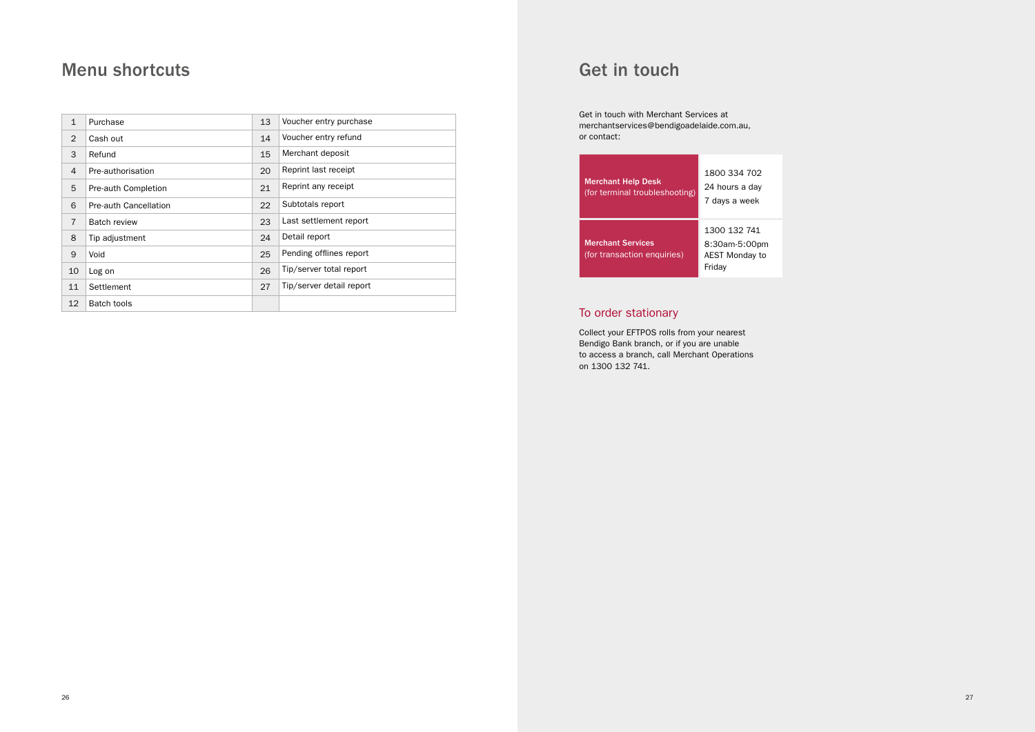## Menu shortcuts

| | | | |
|---|---|---|---|
| 1 | Purchase | 13 | Voucher entry purchase |
| 2 | Cash out | 14 | Voucher entry refund |
| 3 | Refund | 15 | Merchant deposit |
| 4 | Pre-authorisation | 20 | Reprint last receipt |
| 5 | Pre-auth Completion | 21 | Reprint any receipt |
| 6 | Pre-auth Cancellation | 22 | Subtotals report |
| 7 | Batch review | 23 | Last settlement report |
| 8 | Tip adjustment | 24 | Detail report |
| 9 | Void | 25 | Pending offlines report |
| 10 | Log on | 26 | Tip/server total report |
| 11 | Settlement | 27 | Tip/server detail report |
| 12 | Batch tools | | |

## Get in touch

Get in touch with Merchant Services at merchantservices@bendigoadelaide.com.au, or contact:

| | |
|---|---|
| **Merchant Help Desk** (for terminal troubleshooting) | 1800 334 702 24 hours a day 7 days a week |
| **Merchant Services** (for transaction enquiries) | 1300 132 741 8:30am-5:00pm AEST Monday to Friday |

### To order stationary

Collect your EFTPOS rolls from your nearest Bendigo Bank branch, or if you are unable to access a branch, call Merchant Operations on 1300 132 741.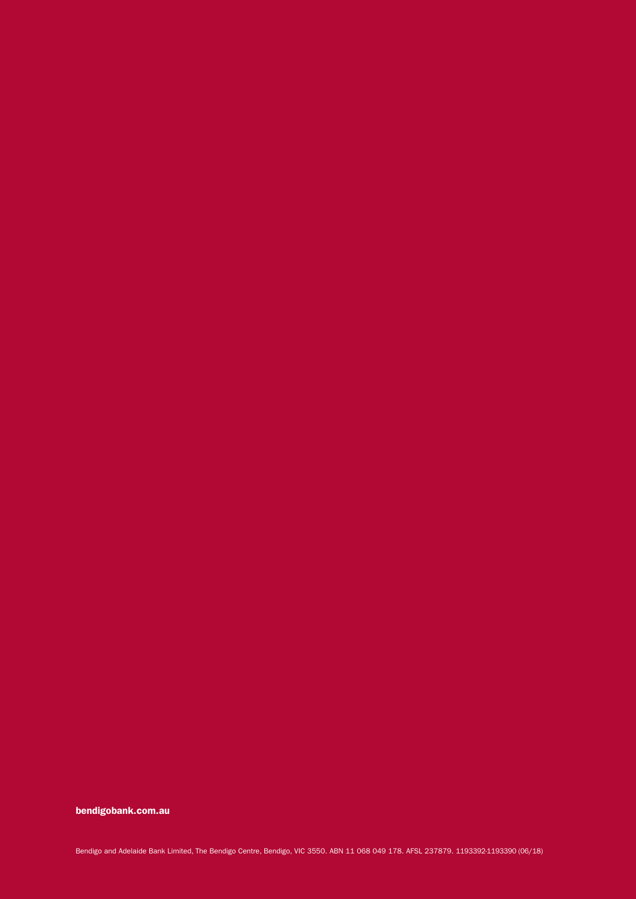**bendigobank.com.au**

Bendigo and Adelaide Bank Limited, The Bendigo Centre, Bendigo, VIC 3550. ABN 11 068 049 178. AFSL 237879. 1193392-1193390 (06/18)